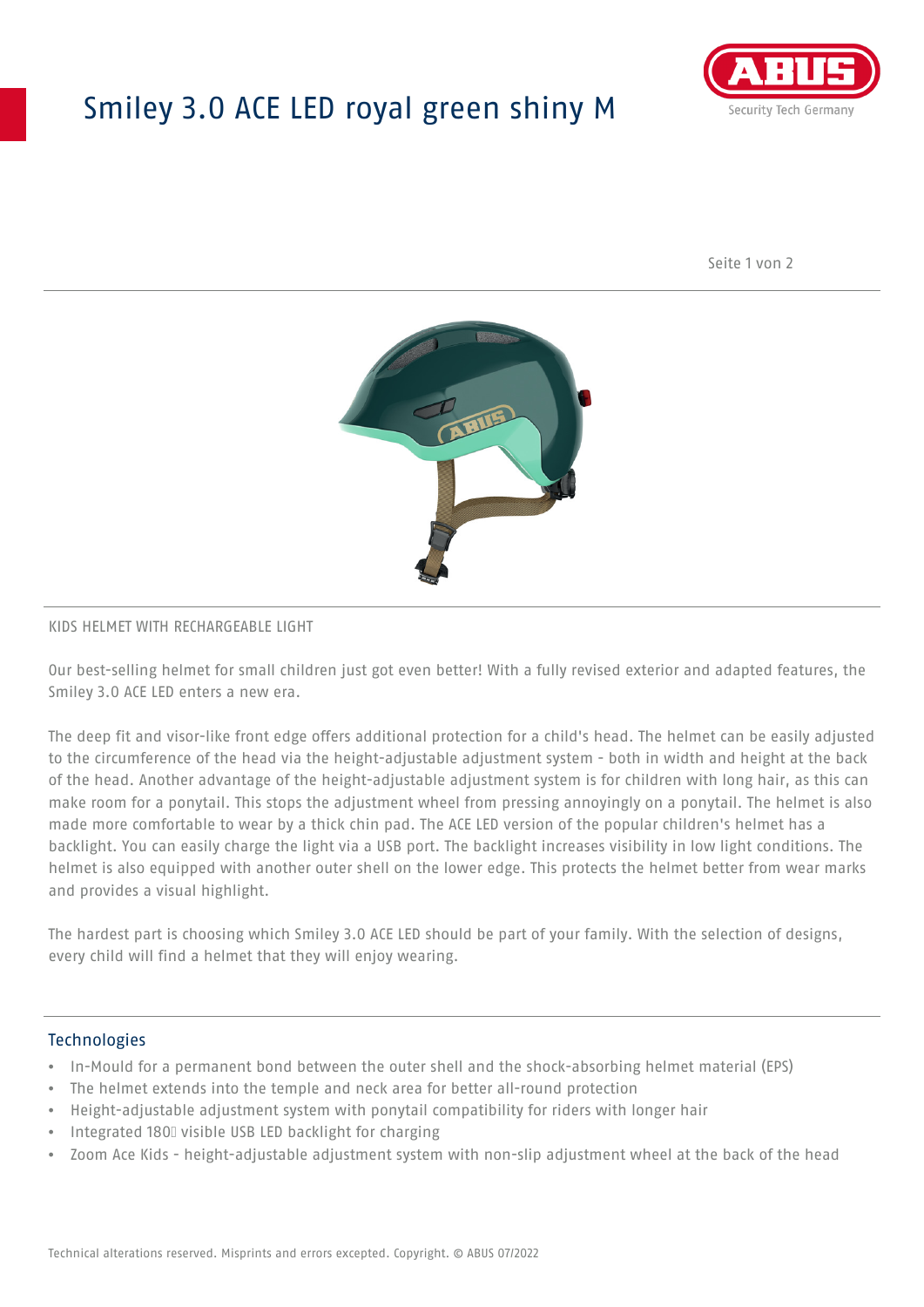# Smiley 3.0 ACE LED royal green shiny M

KIDS HELMET WITH RECHARGEABLE LIGHT

Our best-selling helmet for small children just got even better! With a fully revised exterior and adapted features, the Smiley 3.0 ACE LED enters a new era.

The deep fit and visor-like front edge offers additional protection for a child's head. The helmet can be easily adjusted to the circumference of the head via the height-adjustable adjustment system - both in width and height at the back of the head. Another advantage of the height-adjustable adjustment system is for children with long hair, as this can make room for a ponytail. This stops the adjustment wheel from pressing annoyingly on a ponytail. The helmet is also made more comfortable to wear by a thick chin pad. The ACE LED version of the popular children's helmet has a backlight. You can easily charge the light via a USB port. The backlight increases visibility in low light conditions. The helmet is also equipped with another outer shell on the lower edge. This protects the helmet better from wear marks and provides a visual highlight.

The hardest part is choosing which Smiley 3.0 ACE LED should be part of your family. With the selection of designs, every child will find a helmet that they will enjoy wearing.

## Technologies

- In-Mould for a permanent bond between the outer shell and the shock-absorbing helmet material (EPS)
- The helmet extends into the temple and neck area for better all-round protection
- Height-adjustable adjustment system with ponytail compatibility for riders with longer hair
- Integrated 180° visible USB LED backlight for charging
- Zoom Ace Kids - height-adjustable adjustment system with non-slip adjustment wheel at the back of the head

Technical alterations reserved. Misprints and errors excepted. Copyright. © ABUS 07/2022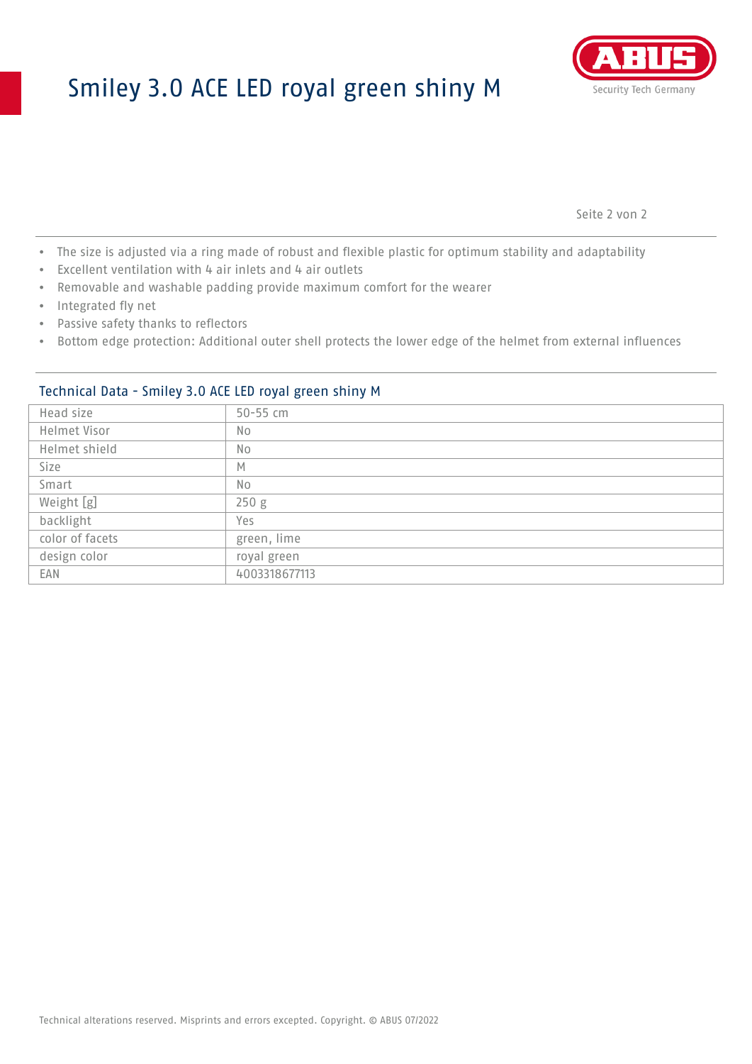# Smiley 3.0 ACE LED royal green shiny M

- The size is adjusted via a ring made of robust and flexible plastic for optimum stability and adaptability
- Excellent ventilation with 4 air inlets and 4 air outlets
- Removable and washable padding provide maximum comfort for the wearer
- Integrated fly net
- Passive safety thanks to reflectors
- Bottom edge protection: Additional outer shell protects the lower edge of the helmet from external influences

## Technical Data - Smiley 3.0 ACE LED royal green shiny M

| | |
|---|---|
| Head size | 50-55 cm |
| Helmet Visor | No |
| Helmet shield | No |
| Size | M |
| Smart | No |
| Weight [g] | 250 g |
| backlight | Yes |
| color of facets | green, lime |
| design color | royal green |
| EAN | 4003318677113 |

Technical alterations reserved. Misprints and errors excepted. Copyright. © ABUS 07/2022